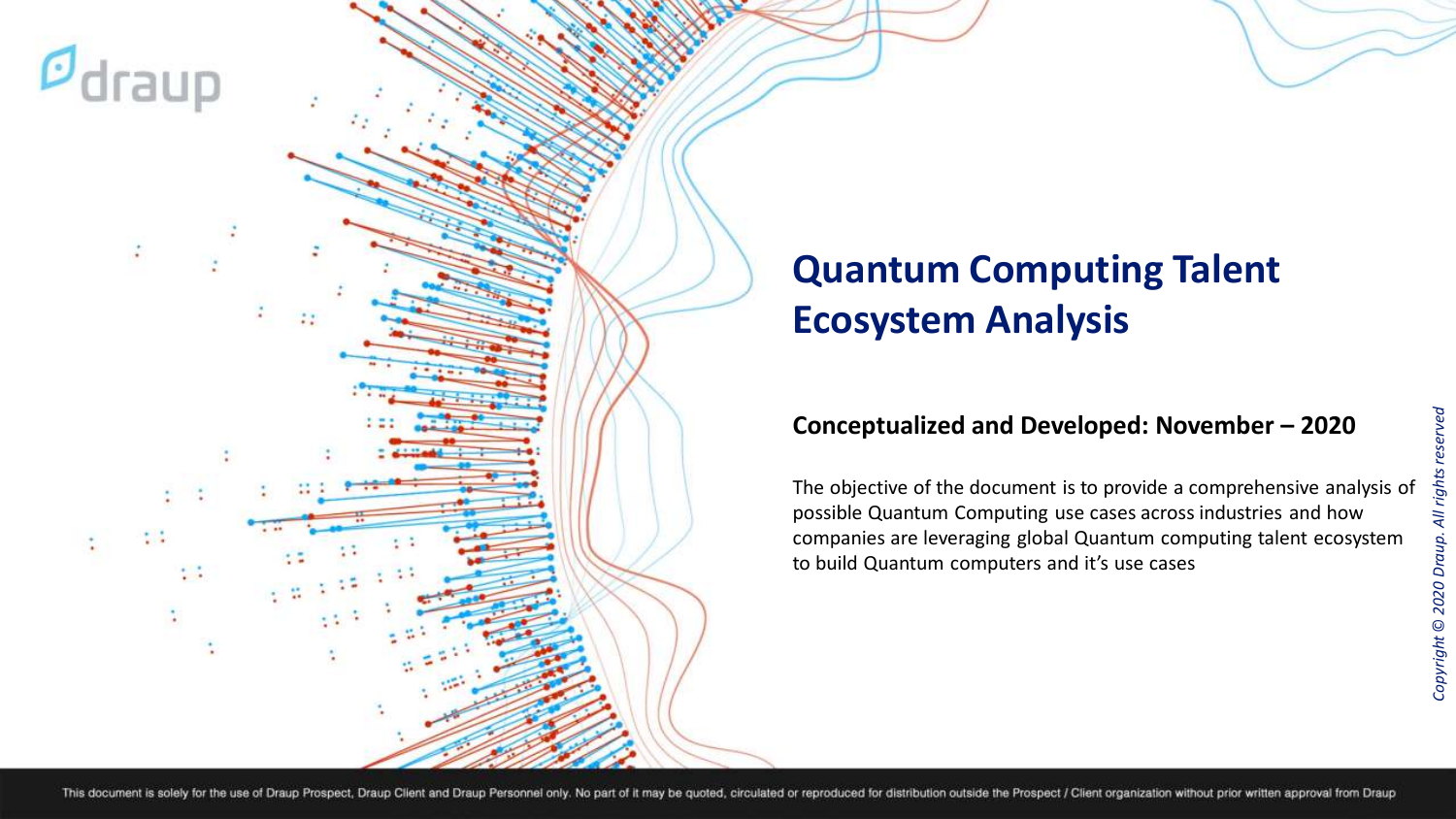draup

# Quantum Computing Talent Ecosystem Analysis

**Conceptualized and Developed: November – 2020**

The objective of the document is to provide a comprehensive analysis of possible Quantum Computing use cases across industries and how companies are leveraging global Quantum computing talent ecosystem to build Quantum computers and it's use cases

*Copyright © 2020 Draup. All rights reserved*

This document is solely for the use of Draup Prospect, Draup Client and Draup Personnel only. No part of it may be quoted, circulated or reproduced for distribution outside the Prospect / Client organization without prior written approval from Draup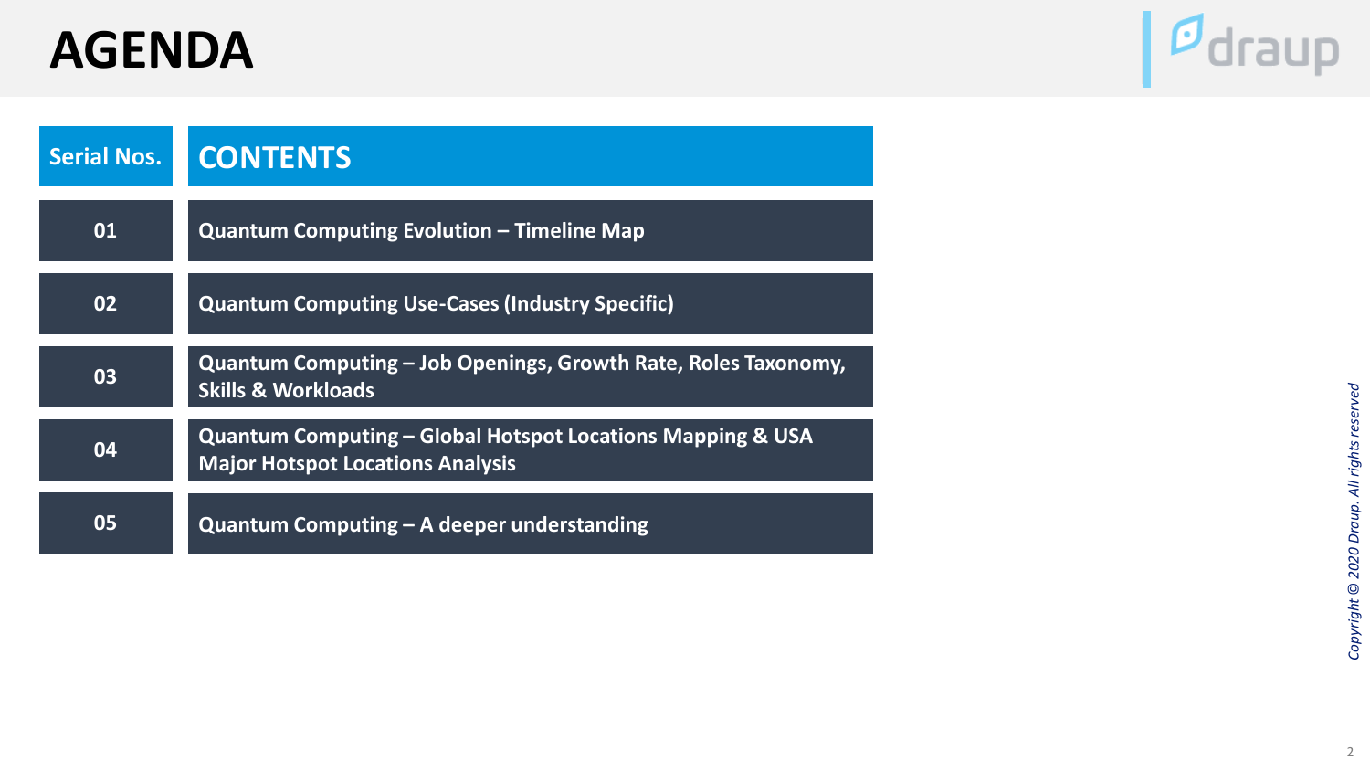# AGENDA

| Serial Nos. | CONTENTS |
|---|---|
| 01 | Quantum Computing Evolution – Timeline Map |
| 02 | Quantum Computing Use-Cases (Industry Specific) |
| 03 | Quantum Computing – Job Openings, Growth Rate, Roles Taxonomy, Skills & Workloads |
| 04 | Quantum Computing – Global Hotspot Locations Mapping & USA Major Hotspot Locations Analysis |
| 05 | Quantum Computing – A deeper understanding |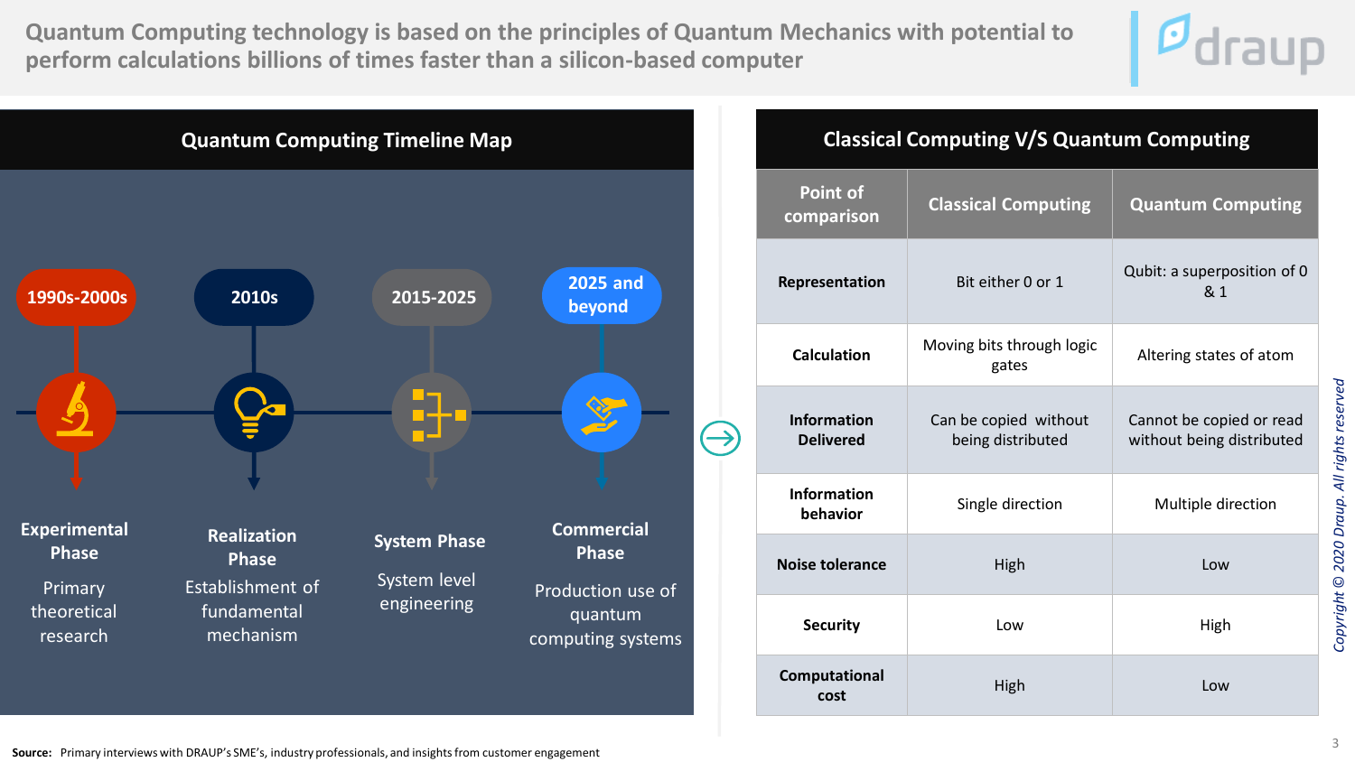# Quantum Computing technology is based on the principles of Quantum Mechanics with potential to perform calculations billions of times faster than a silicon-based computer

## Quantum Computing Timeline Map

**1990s-2000s**
**Experimental Phase**
Primary theoretical research

**2010s**
**Realization Phase**
Establishment of fundamental mechanism

**2015-2025**
**System Phase**
System level engineering

**2025 and beyond**
**Commercial Phase**
Production use of quantum computing systems

## Classical Computing V/S Quantum Computing

| Point of comparison | Classical Computing | Quantum Computing |
|---|---|---|
| **Representation** | Bit either 0 or 1 | Qubit: a superposition of 0 & 1 |
| **Calculation** | Moving bits through logic gates | Altering states of atom |
| **Information Delivered** | Can be copied without being distributed | Cannot be copied or read without being distributed |
| **Information behavior** | Single direction | Multiple direction |
| **Noise tolerance** | High | Low |
| **Security** | Low | High |
| **Computational cost** | High | Low |

*Copyright © 2020 Draup. All rights reserved*

**Source:** Primary interviews with DRAUP's SME's, industry professionals, and insights from customer engagement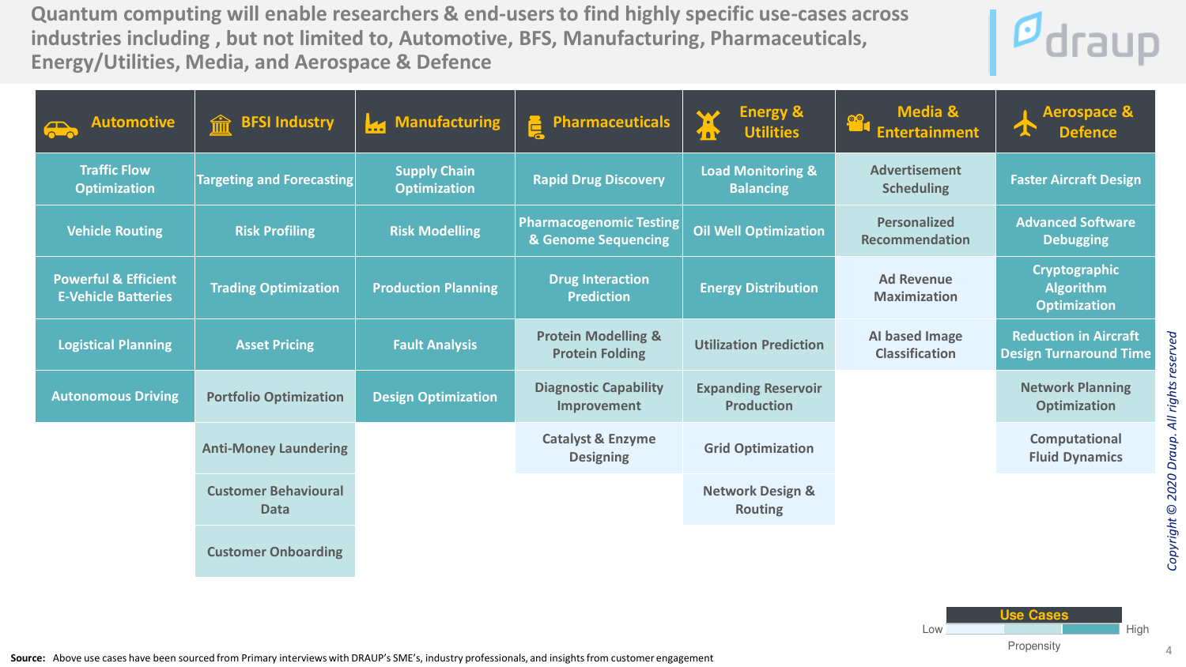# Quantum computing will enable researchers & end-users to find highly specific use-cases across industries including , but not limited to, Automotive, BFS, Manufacturing, Pharmaceuticals, Energy/Utilities, Media, and Aerospace & Defence

| Automotive | BFSI Industry | Manufacturing | Pharmaceuticals | Energy & Utilities | Media & Entertainment | Aerospace & Defence |
|---|---|---|---|---|---|---|
| Traffic Flow Optimization | Targeting and Forecasting | Supply Chain Optimization | Rapid Drug Discovery | Load Monitoring & Balancing | Advertisement Scheduling | Faster Aircraft Design |
| Vehicle Routing | Risk Profiling | Risk Modelling | Pharmacogenomic Testing & Genome Sequencing | Oil Well Optimization | Personalized Recommendation | Advanced Software Debugging |
| Powerful & Efficient E-Vehicle Batteries | Trading Optimization | Production Planning | Drug Interaction Prediction | Energy Distribution | Ad Revenue Maximization | Cryptographic Algorithm Optimization |
| Logistical Planning | Asset Pricing | Fault Analysis | Protein Modelling & Protein Folding | Utilization Prediction | AI based Image Classification | Reduction in Aircraft Design Turnaround Time |
| Autonomous Driving | Portfolio Optimization | Design Optimization | Diagnostic Capability Improvement | Expanding Reservoir Production | | Network Planning Optimization |
| | Anti-Money Laundering | | Catalyst & Enzyme Designing | Grid Optimization | | Computational Fluid Dynamics |
| | Customer Behavioural Data | | | Network Design & Routing | | |
| | Customer Onboarding | | | | | |

Use Cases — Propensity: Low → High

**Source:** Above use cases have been sourced from Primary interviews with DRAUP's SME's, industry professionals, and insights from customer engagement

*Copyright © 2020 Draup. All rights reserved*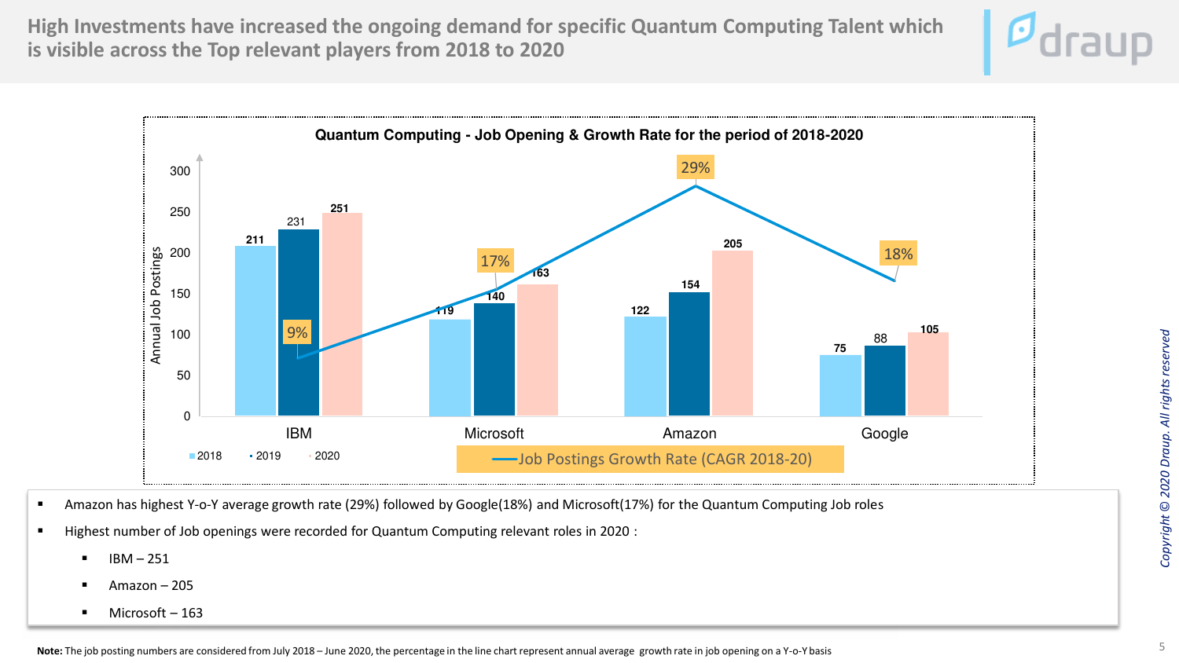# High Investments have increased the ongoing demand for specific Quantum Computing Talent which is visible across the Top relevant players from 2018 to 2020

**Quantum Computing - Job Opening & Growth Rate for the period of 2018-2020**

| Company | 2018 | 2019 | 2020 | Job Postings Growth Rate (CAGR 2018-20) |
|---|---|---|---|---|
| IBM | 211 | 231 | 251 | 9% |
| Microsoft | 119 | 140 | 163 | 17% |
| Amazon | 122 | 154 | 205 | 29% |
| Google | 75 | 88 | 105 | 18% |

- Amazon has highest Y-o-Y average growth rate (29%) followed by Google(18%) and Microsoft(17%) for the Quantum Computing Job roles
- Highest number of Job openings were recorded for Quantum Computing relevant roles in 2020 :
  - IBM – 251
  - Amazon – 205
  - Microsoft – 163

**Note:** The job posting numbers are considered from July 2018 – June 2020, the percentage in the line chart represent annual average growth rate in job opening on a Y-o-Y basis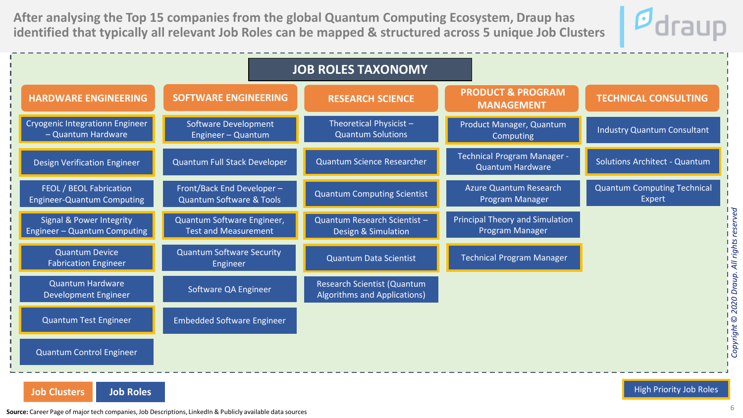# After analysing the Top 15 companies from the global Quantum Computing Ecosystem, Draup has identified that typically all relevant Job Roles can be mapped & structured across 5 unique Job Clusters

## JOB ROLES TAXONOMY

| HARDWARE ENGINEERING | SOFTWARE ENGINEERING | RESEARCH SCIENCE | PRODUCT & PROGRAM MANAGEMENT | TECHNICAL CONSULTING |
|---|---|---|---|---|
| **Cryogenic Integrationn Engineer – Quantum Hardware** | **Software Development Engineer – Quantum** | Theoretical Physicist – Quantum Solutions | **Product Manager, Quantum Computing** | Industry Quantum Consultant |
| **Design Verification Engineer** | Quantum Full Stack Developer | **Quantum Science Researcher** | Technical Program Manager - Quantum Hardware | **Solutions Architect - Quantum** |
| FEOL / BEOL Fabrication Engineer-Quantum Computing | Front/Back End Developer – Quantum Software & Tools | **Quantum Computing Scientist** | Azure Quantum Research Program Manager | Quantum Computing Technical Expert |
| **Signal & Power Integrity Engineer – Quantum Computing** | **Quantum Software Engineer, Test and Measurement** | **Quantum Research Scientist – Design & Simulation** | Principal Theory and Simulation Program Manager | |
| **Quantum Device Fabrication Engineer** | Quantum Software Security Engineer | **Quantum Data Scientist** | **Technical Program Manager** | |
| Quantum Hardware Development Engineer | Software QA Engineer | Research Scientist (Quantum Algorithms and Applications) | | |
| **Quantum Test Engineer** | Embedded Software Engineer | | | |
| Quantum Control Engineer | | | | |

Legend: Job Clusters | Job Roles | **High Priority Job Roles** (shown in bold)

*Copyright © 2020 Draup. All rights reserved*

**Source:** Career Page of major tech companies, Job Descriptions, LinkedIn & Publicly available data sources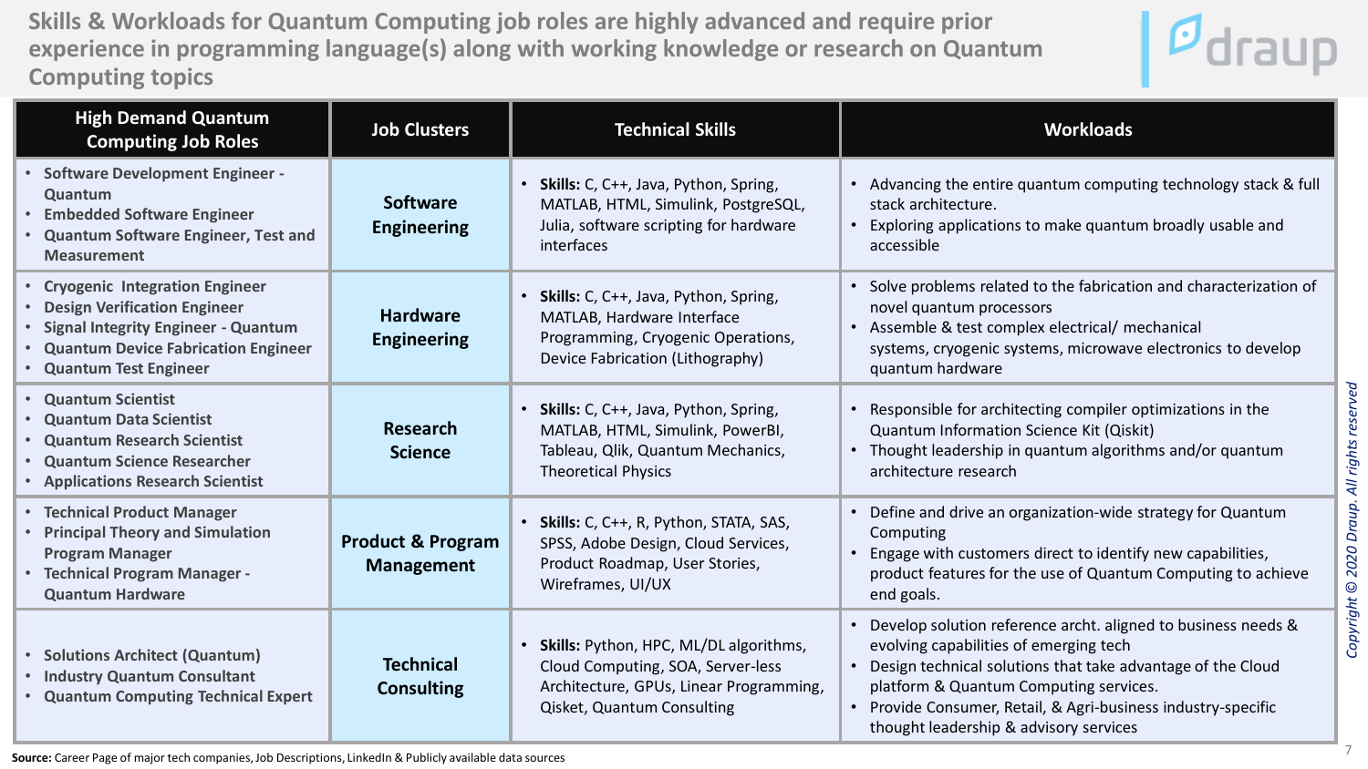# Skills & Workloads for Quantum Computing job roles are highly advanced and require prior experience in programming language(s) along with working knowledge or research on Quantum Computing topics

| High Demand Quantum Computing Job Roles | Job Clusters | Technical Skills | Workloads |
|---|---|---|---|
| • Software Development Engineer - Quantum<br>• Embedded Software Engineer<br>• Quantum Software Engineer, Test and Measurement | **Software Engineering** | • **Skills:** C, C++, Java, Python, Spring, MATLAB, HTML, Simulink, PostgreSQL, Julia, software scripting for hardware interfaces | • Advancing the entire quantum computing technology stack & full stack architecture.<br>• Exploring applications to make quantum broadly usable and accessible |
| • Cryogenic Integration Engineer<br>• Design Verification Engineer<br>• Signal Integrity Engineer - Quantum<br>• Quantum Device Fabrication Engineer<br>• Quantum Test Engineer | **Hardware Engineering** | • **Skills:** C, C++, Java, Python, Spring, MATLAB, Hardware Interface Programming, Cryogenic Operations, Device Fabrication (Lithography) | • Solve problems related to the fabrication and characterization of novel quantum processors<br>• Assemble & test complex electrical/ mechanical systems, cryogenic systems, microwave electronics to develop quantum hardware |
| • Quantum Scientist<br>• Quantum Data Scientist<br>• Quantum Research Scientist<br>• Quantum Science Researcher<br>• Applications Research Scientist | **Research Science** | • **Skills:** C, C++, Java, Python, Spring, MATLAB, HTML, Simulink, PowerBI, Tableau, Qlik, Quantum Mechanics, Theoretical Physics | • Responsible for architecting compiler optimizations in the Quantum Information Science Kit (Qiskit)<br>• Thought leadership in quantum algorithms and/or quantum architecture research |
| • Technical Product Manager<br>• Principal Theory and Simulation Program Manager<br>• Technical Program Manager - Quantum Hardware | **Product & Program Management** | • **Skills:** C, C++, R, Python, STATA, SAS, SPSS, Adobe Design, Cloud Services, Product Roadmap, User Stories, Wireframes, UI/UX | • Define and drive an organization-wide strategy for Quantum Computing<br>• Engage with customers direct to identify new capabilities, product features for the use of Quantum Computing to achieve end goals. |
| • Solutions Architect (Quantum)<br>• Industry Quantum Consultant<br>• Quantum Computing Technical Expert | **Technical Consulting** | • **Skills:** Python, HPC, ML/DL algorithms, Cloud Computing, SOA, Server-less Architecture, GPUs, Linear Programming, Qisket, Quantum Consulting | • Develop solution reference archt. aligned to business needs & evolving capabilities of emerging tech<br>• Design technical solutions that take advantage of the Cloud platform & Quantum Computing services.<br>• Provide Consumer, Retail, & Agri-business industry-specific thought leadership & advisory services |

**Source:** Career Page of major tech companies, Job Descriptions, LinkedIn & Publicly available data sources

*Copyright © 2020 Draup. All rights reserved*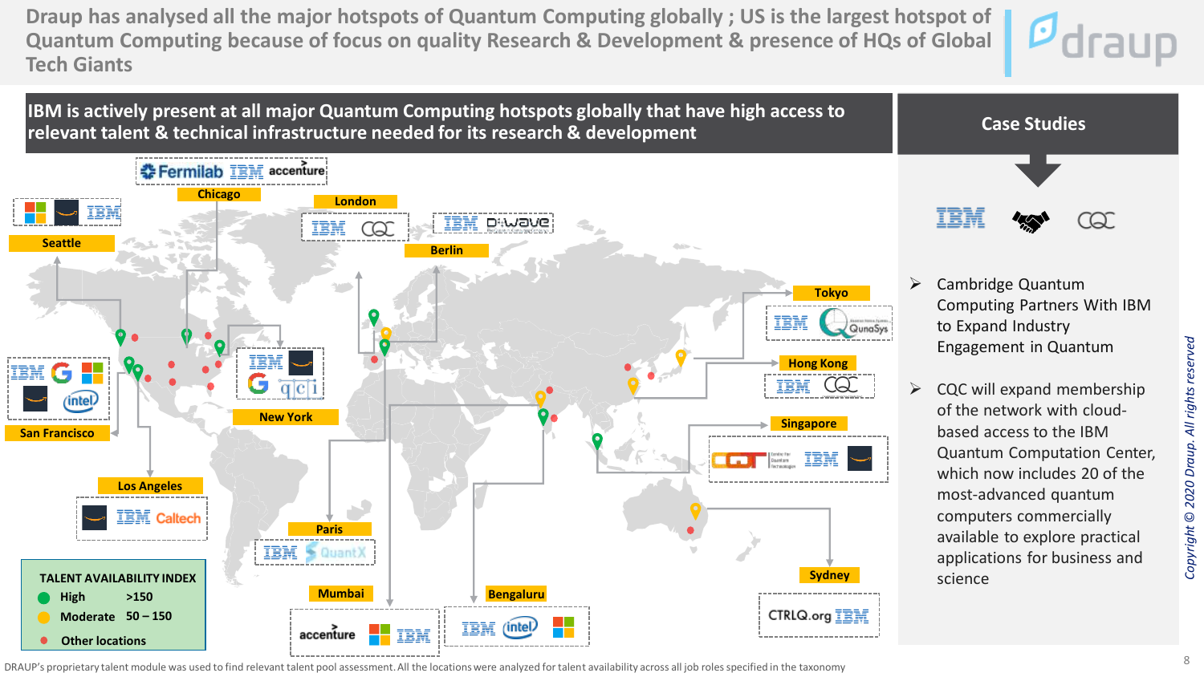# Draup has analysed all the major hotspots of Quantum Computing globally ; US is the largest hotspot of Quantum Computing because of focus on quality Research & Development & presence of HQs of Global Tech Giants

## IBM is actively present at all major Quantum Computing hotspots globally that have high access to relevant talent & technical infrastructure needed for its research & development

- **Chicago**: Fermilab, IBM, accenture
- **Seattle**: Microsoft, Amazon, IBM
- **London**: IBM, CQC
- **Berlin**: IBM, D-Wave
- **Tokyo**: IBM, QunaSys
- **Hong Kong**: IBM, CQC
- **Singapore**: CQT (Centre for Quantum Technologies), IBM, Amazon
- **San Francisco**: IBM, Google, Microsoft, Amazon, intel
- **New York**: IBM, Amazon, Google, qci
- **Los Angeles**: Amazon, IBM, Caltech
- **Paris**: IBM, QuantX
- **Mumbai**: accenture, Microsoft, IBM
- **Bengaluru**: IBM, intel, Microsoft
- **Sydney**: CTRLQ.org, IBM

**TALENT AVAILABILITY INDEX**

- High: >150
- Moderate: 50 – 150
- Other locations

DRAUP's proprietary talent module was used to find relevant talent pool assessment. All the locations were analyzed for talent availability across all job roles specified in the taxonomy

## Case Studies

IBM – CQC

- Cambridge Quantum Computing Partners With IBM to Expand Industry Engagement in Quantum
- CQC will expand membership of the network with cloud-based access to the IBM Quantum Computation Center, which now includes 20 of the most-advanced quantum computers commercially available to explore practical applications for business and science

*Copyright © 2020 Draup. All rights reserved*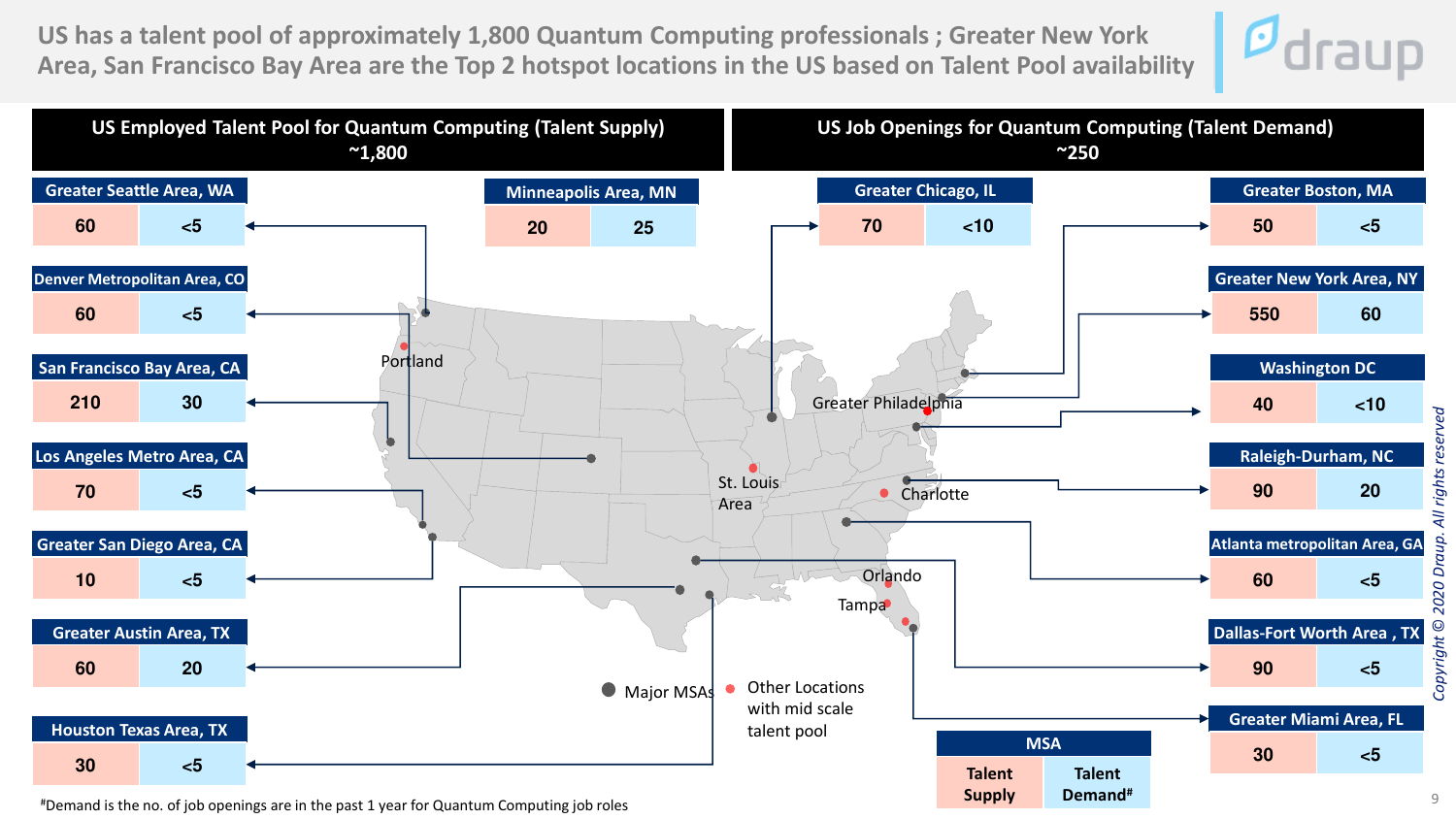# US has a talent pool of approximately 1,800 Quantum Computing professionals ; Greater New York Area, San Francisco Bay Area are the Top 2 hotspot locations in the US based on Talent Pool availability

**US Employed Talent Pool for Quantum Computing (Talent Supply) ~1,800**

**US Job Openings for Quantum Computing (Talent Demand) ~250**

| MSA | Talent Supply | Talent Demand# |
|---|---|---|
| Greater Seattle Area, WA | 60 | <5 |
| Denver Metropolitan Area, CO | 60 | <5 |
| San Francisco Bay Area, CA | 210 | 30 |
| Los Angeles Metro Area, CA | 70 | <5 |
| Greater San Diego Area, CA | 10 | <5 |
| Greater Austin Area, TX | 60 | 20 |
| Houston Texas Area, TX | 30 | <5 |
| Minneapolis Area, MN | 20 | 25 |
| Greater Chicago, IL | 70 | <10 |
| Greater Boston, MA | 50 | <5 |
| Greater New York Area, NY | 550 | 60 |
| Washington DC | 40 | <10 |
| Raleigh-Durham, NC | 90 | 20 |
| Atlanta metropolitan Area, GA | 60 | <5 |
| Dallas-Fort Worth Area , TX | 90 | <5 |
| Greater Miami Area, FL | 30 | <5 |

Other Locations with mid scale talent pool: Portland, Greater Philadelphia, St. Louis Area, Charlotte, Orlando, Tampa

● Major MSAs ● Other Locations with mid scale talent pool

#Demand is the no. of job openings are in the past 1 year for Quantum Computing job roles

*Copyright © 2020 Draup. All rights reserved*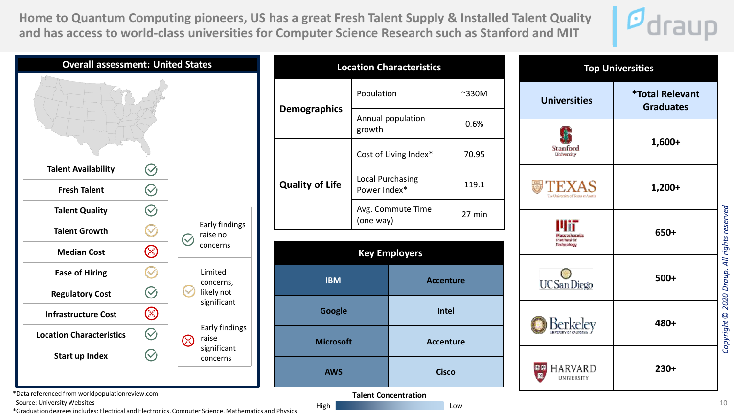# Home to Quantum Computing pioneers, US has a great Fresh Talent Supply & Installed Talent Quality and has access to world-class universities for Computer Science Research such as Stanford and MIT

## Overall assessment: United States

| Parameter | Assessment |
|---|---|
| Talent Availability | Early findings raise no concerns |
| Fresh Talent | Early findings raise no concerns |
| Talent Quality | Early findings raise no concerns |
| Talent Growth | Limited concerns, likely not significant |
| Median Cost | Early findings raise significant concerns |
| Ease of Hiring | Limited concerns, likely not significant |
| Regulatory Cost | Early findings raise no concerns |
| Infrastructure Cost | Early findings raise significant concerns |
| Location Characteristics | Early findings raise no concerns |
| Start up Index | Early findings raise no concerns |

## Location Characteristics

| Category | Metric | Value |
|---|---|---|
| Demographics | Population | ~330M |
| | Annual population growth | 0.6% |
| Quality of Life | Cost of Living Index* | 70.95 |
| | Local Purchasing Power Index* | 119.1 |
| | Avg. Commute Time (one way) | 27 min |

## Key Employers

| | |
|---|---|
| IBM | Accenture |
| Google | Intel |
| Microsoft | Accenture |
| AWS | Cisco |

Talent Concentration: High → Low

## Top Universities

| Universities | *Total Relevant Graduates |
|---|---|
| Stanford University | 1,600+ |
| The University of Texas at Austin | 1,200+ |
| Massachusetts Institute of Technology | 650+ |
| UC San Diego | 500+ |
| Berkeley University of California | 480+ |
| Harvard University | 230+ |

*Data referenced from worldpopulationreview.com

Source: University Websites

*Graduation degrees includes: Electrical and Electronics, Computer Science, Mathematics and Physics

*Copyright © 2020 Draup. All rights reserved*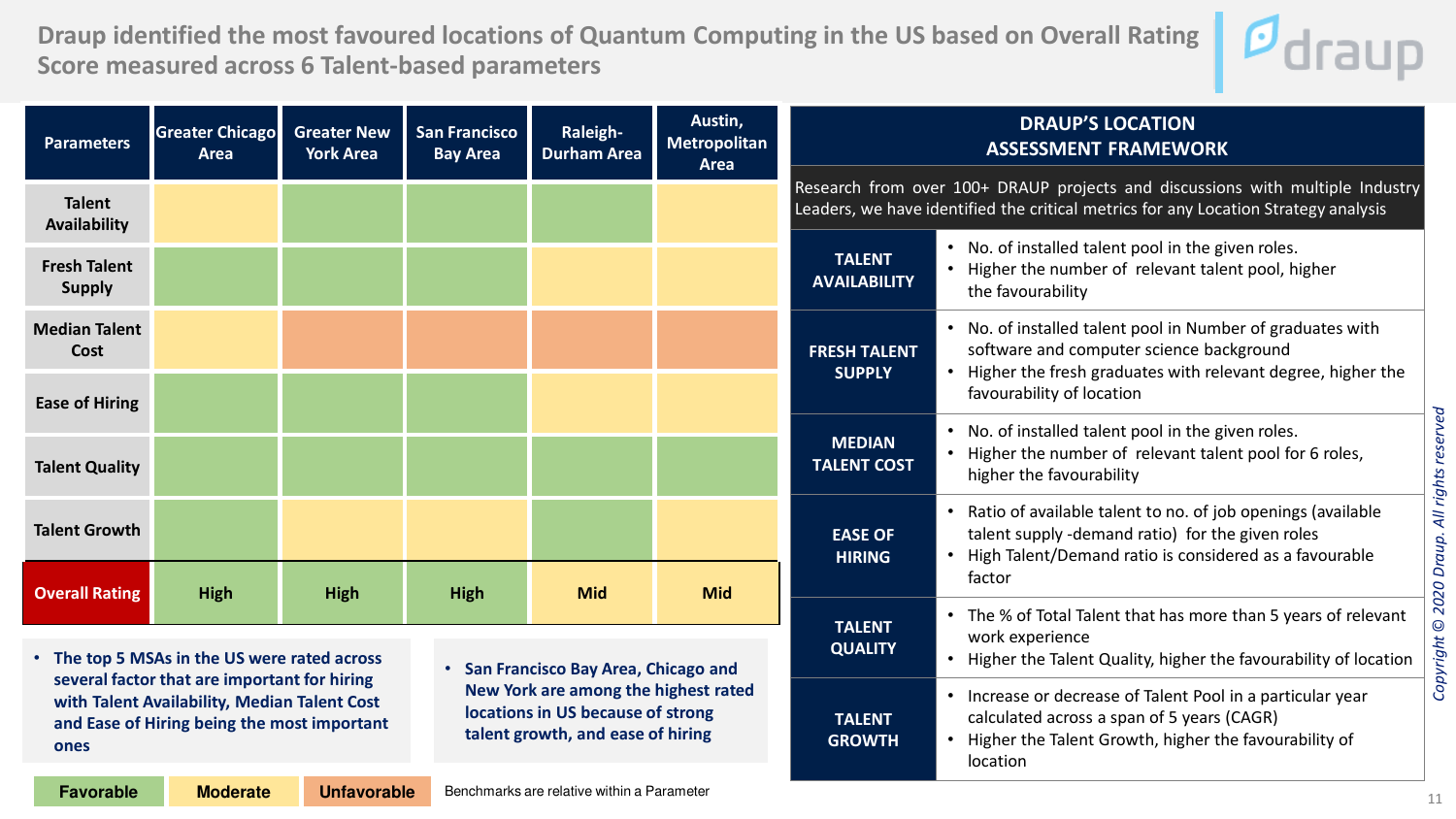# Draup identified the most favoured locations of Quantum Computing in the US based on Overall Rating Score measured across 6 Talent-based parameters

| Parameters | Greater Chicago Area | Greater New York Area | San Francisco Bay Area | Raleigh-Durham Area | Austin, Metropolitan Area |
|---|---|---|---|---|---|
| Talent Availability | Moderate | Favorable | Favorable | Favorable | Moderate |
| Fresh Talent Supply | Favorable | Favorable | Favorable | Moderate | Moderate |
| Median Talent Cost | Moderate | Unfavorable | Unfavorable | Unfavorable | Unfavorable |
| Ease of Hiring | Favorable | Favorable | Favorable | Moderate | Moderate |
| Talent Quality | Favorable | Favorable | Favorable | Favorable | Favorable |
| Talent Growth | Favorable | Moderate | Moderate | Favorable | Moderate |
| **Overall Rating** | **High** | **High** | **High** | **Mid** | **Mid** |

- **The top 5 MSAs in the US were rated across several factor that are important for hiring with Talent Availability, Median Talent Cost and Ease of Hiring being the most important ones**

- **San Francisco Bay Area, Chicago and New York are among the highest rated locations in US because of strong talent growth, and ease of hiring**

Legend: Favorable | Moderate | Unfavorable

Benchmarks are relative within a Parameter

## DRAUP'S LOCATION ASSESSMENT FRAMEWORK

Research from over 100+ DRAUP projects and discussions with multiple Industry Leaders, we have identified the critical metrics for any Location Strategy analysis

| Parameter | Description |
|---|---|
| TALENT AVAILABILITY | • No. of installed talent pool in the given roles.<br>• Higher the number of relevant talent pool, higher the favourability |
| FRESH TALENT SUPPLY | • No. of installed talent pool in Number of graduates with software and computer science background<br>• Higher the fresh graduates with relevant degree, higher the favourability of location |
| MEDIAN TALENT COST | • No. of installed talent pool in the given roles.<br>• Higher the number of relevant talent pool for 6 roles, higher the favourability |
| EASE OF HIRING | • Ratio of available talent to no. of job openings (available talent supply -demand ratio) for the given roles<br>• High Talent/Demand ratio is considered as a favourable factor |
| TALENT QUALITY | • The % of Total Talent that has more than 5 years of relevant work experience<br>• Higher the Talent Quality, higher the favourability of location |
| TALENT GROWTH | • Increase or decrease of Talent Pool in a particular year calculated across a span of 5 years (CAGR)<br>• Higher the Talent Growth, higher the favourability of location |

*Copyright © 2020 Draup. All rights reserved*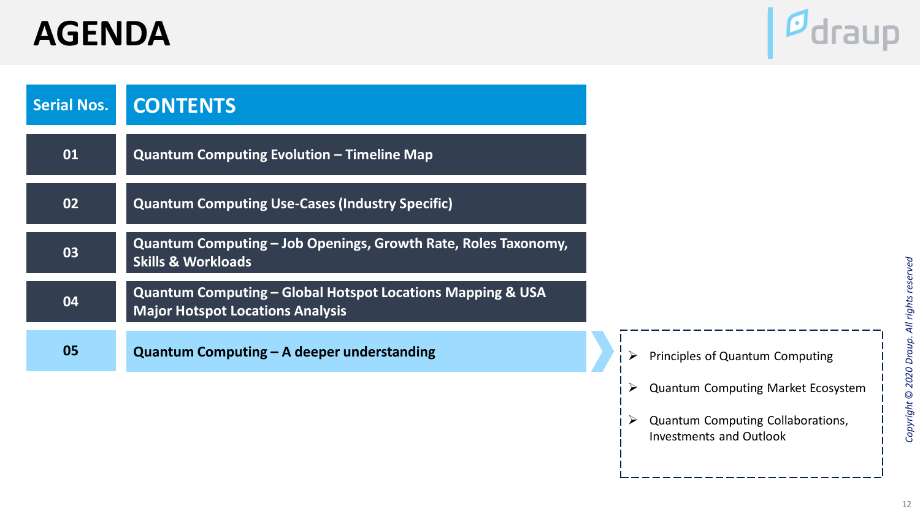# AGENDA

| Serial Nos. | CONTENTS |
| --- | --- |
| 01 | Quantum Computing Evolution – Timeline Map |
| 02 | Quantum Computing Use-Cases (Industry Specific) |
| 03 | Quantum Computing – Job Openings, Growth Rate, Roles Taxonomy, Skills & Workloads |
| 04 | Quantum Computing – Global Hotspot Locations Mapping & USA Major Hotspot Locations Analysis |
| 05 | Quantum Computing – A deeper understanding |

- Principles of Quantum Computing
- Quantum Computing Market Ecosystem
- Quantum Computing Collaborations, Investments and Outlook

*Copyright © 2020 Draup. All rights reserved*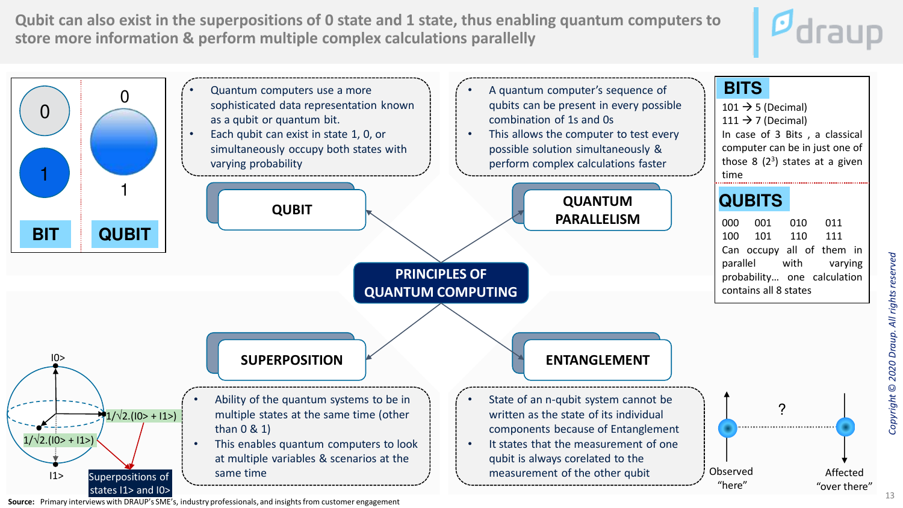# Qubit can also exist in the superpositions of 0 state and 1 state, thus enabling quantum computers to store more information & perform multiple complex calculations parallelly

| 0 | 0 |
|---|---|
| 1 | 1 |
| **BIT** | **QUBIT** |

## QUBIT

- Quantum computers use a more sophisticated data representation known as a qubit or quantum bit.
- Each qubit can exist in state 1, 0, or simultaneously occupy both states with varying probability

## QUANTUM PARALLELISM

- A quantum computer's sequence of qubits can be present in every possible combination of 1s and 0s
- This allows the computer to test every possible solution simultaneously & perform complex calculations faster

### BITS

101 → 5 (Decimal)
111 → 7 (Decimal)
In case of 3 Bits, a classical computer can be in just one of those 8 ($2^3$) states at a given time

### QUBITS

| 000 | 001 | 010 | 011 |
|---|---|---|---|
| 100 | 101 | 110 | 111 |

Can occupy all of them in parallel with varying probability… one calculation contains all 8 states

## PRINCIPLES OF QUANTUM COMPUTING

## SUPERPOSITION

- Ability of the quantum systems to be in multiple states at the same time (other than 0 & 1)
- This enables quantum computers to look at multiple variables & scenarios at the same time

I0>

$1/\sqrt{2}.(I0> + I1>)$

$1/\sqrt{2}.(I0> - I1>)$

I1>

Superpositions of states I1> and I0>

## ENTANGLEMENT

- State of an n-qubit system cannot be written as the state of its individual components because of Entanglement
- It states that the measurement of one qubit is always corelated to the measurement of the other qubit

?

Observed "here" — Affected "over there"

**Source:** Primary interviews with DRAUP's SME's, industry professionals, and insights from customer engagement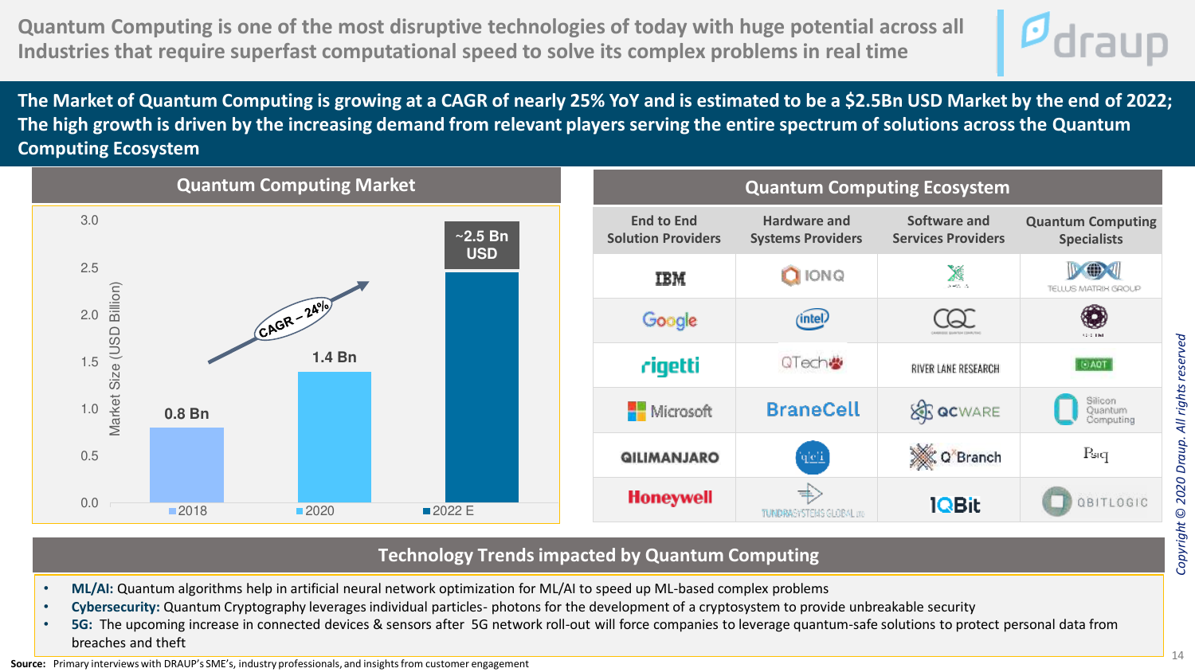# Quantum Computing is one of the most disruptive technologies of today with huge potential across all Industries that require superfast computational speed to solve its complex problems in real time

**The Market of Quantum Computing is growing at a CAGR of nearly 25% YoY and is estimated to be a $2.5Bn USD Market by the end of 2022; The high growth is driven by the increasing demand from relevant players serving the entire spectrum of solutions across the Quantum Computing Ecosystem**

## Quantum Computing Market

| Year | Market Size (USD Billion) |
|---|---|
| 2018 | 0.8 Bn |
| 2020 | 1.4 Bn |
| 2022 E | ~2.5 Bn USD |

CAGR – 24%

## Quantum Computing Ecosystem

| End to End Solution Providers | Hardware and Systems Providers | Software and Services Providers | Quantum Computing Specialists |
|---|---|---|---|
| IBM | IONQ | | TELLUS MATRIX GROUP |
| Google | intel | CQC | |
| rigetti | QTech | RIVER LANE RESEARCH | AQT |
| Microsoft | BraneCell | QCWARE | Silicon Quantum Computing |
| QILIMANJARO | qci | Q-Branch | PsiQ |
| Honeywell | TUNDRASYSTEMS GLOBAL LTD | 1QBit | QBITLOGIC |

## Technology Trends impacted by Quantum Computing

- **ML/AI:** Quantum algorithms help in artificial neural network optimization for ML/AI to speed up ML-based complex problems
- **Cybersecurity:** Quantum Cryptography leverages individual particles- photons for the development of a cryptosystem to provide unbreakable security
- **5G:** The upcoming increase in connected devices & sensors after 5G network roll-out will force companies to leverage quantum-safe solutions to protect personal data from breaches and theft

**Source:** Primary interviews with DRAUP's SME's, industry professionals, and insights from customer engagement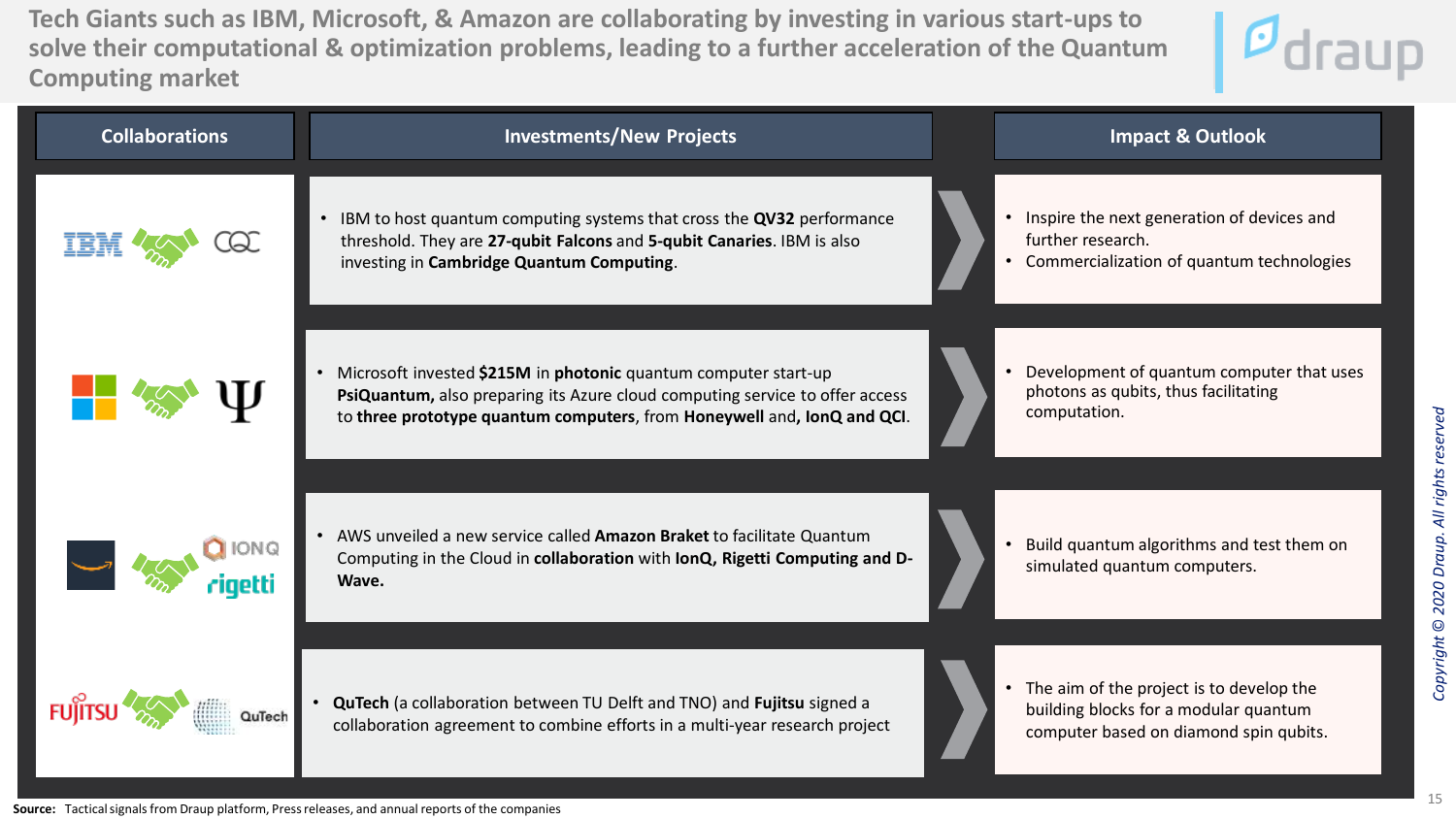# Tech Giants such as IBM, Microsoft, & Amazon are collaborating by investing in various start-ups to solve their computational & optimization problems, leading to a further acceleration of the Quantum Computing market

| Collaborations | Investments/New Projects | Impact & Outlook |
|---|---|---|
| IBM – CQC | IBM to host quantum computing systems that cross the **QV32** performance threshold. They are **27-qubit Falcons** and **5-qubit Canaries**. IBM is also investing in **Cambridge Quantum Computing**. | • Inspire the next generation of devices and further research.<br>• Commercialization of quantum technologies |
| Microsoft – PsiQuantum | Microsoft invested **$215M** in **photonic** quantum computer start-up **PsiQuantum,** also preparing its Azure cloud computing service to offer access to **three prototype quantum computers**, from **Honeywell** and**, IonQ and QCI**. | • Development of quantum computer that uses photons as qubits, thus facilitating computation. |
| Amazon – IONQ, rigetti | AWS unveiled a new service called **Amazon Braket** to facilitate Quantum Computing in the Cloud in **collaboration** with **IonQ, Rigetti Computing and D-Wave.** | • Build quantum algorithms and test them on simulated quantum computers. |
| Fujitsu – QuTech | **QuTech** (a collaboration between TU Delft and TNO) and **Fujitsu** signed a collaboration agreement to combine efforts in a multi-year research project | • The aim of the project is to develop the building blocks for a modular quantum computer based on diamond spin qubits. |

**Source:** Tactical signals from Draup platform, Press releases, and annual reports of the companies

*Copyright © 2020 Draup. All rights reserved*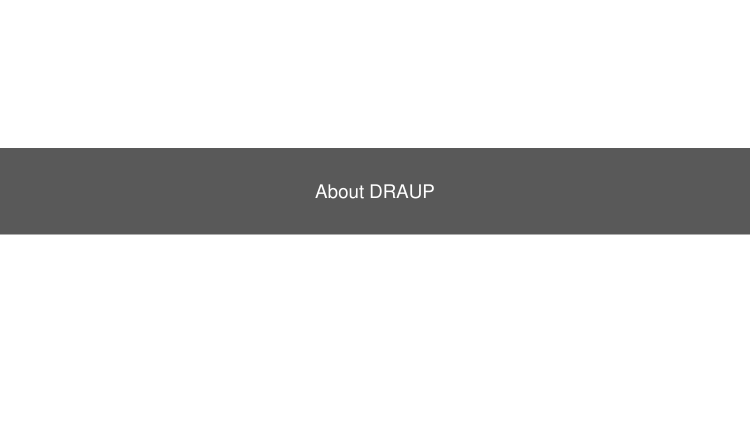# About DRAUP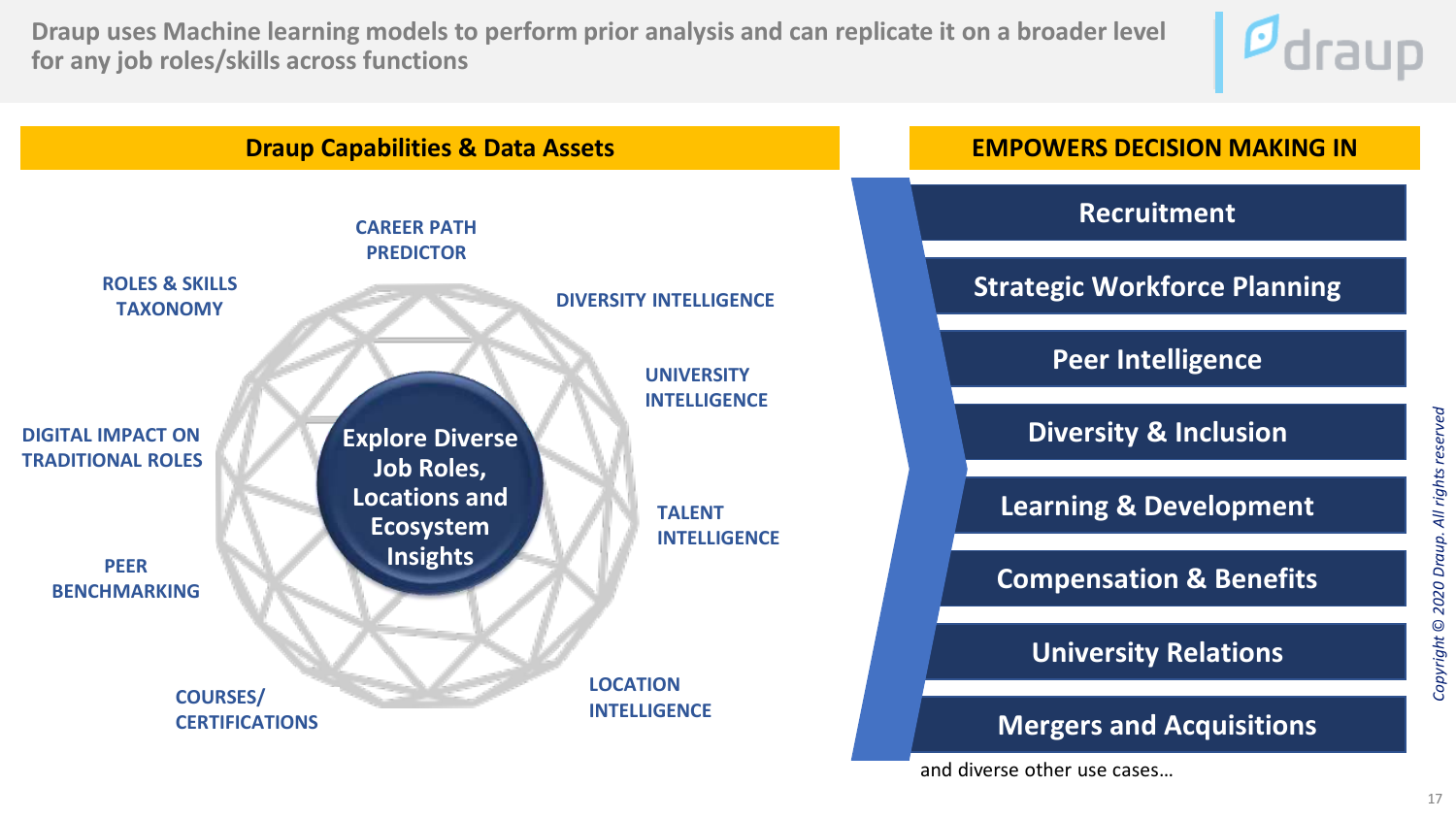# Draup uses Machine learning models to perform prior analysis and can replicate it on a broader level for any job roles/skills across functions

## Draup Capabilities & Data Assets

**Explore Diverse Job Roles, Locations and Ecosystem Insights**

- CAREER PATH PREDICTOR
- DIVERSITY INTELLIGENCE
- UNIVERSITY INTELLIGENCE
- TALENT INTELLIGENCE
- LOCATION INTELLIGENCE
- COURSES/ CERTIFICATIONS
- PEER BENCHMARKING
- DIGITAL IMPACT ON TRADITIONAL ROLES
- ROLES & SKILLS TAXONOMY

## EMPOWERS DECISION MAKING IN

- Recruitment
- Strategic Workforce Planning
- Peer Intelligence
- Diversity & Inclusion
- Learning & Development
- Compensation & Benefits
- University Relations
- Mergers and Acquisitions

and diverse other use cases…

*Copyright © 2020 Draup. All rights reserved*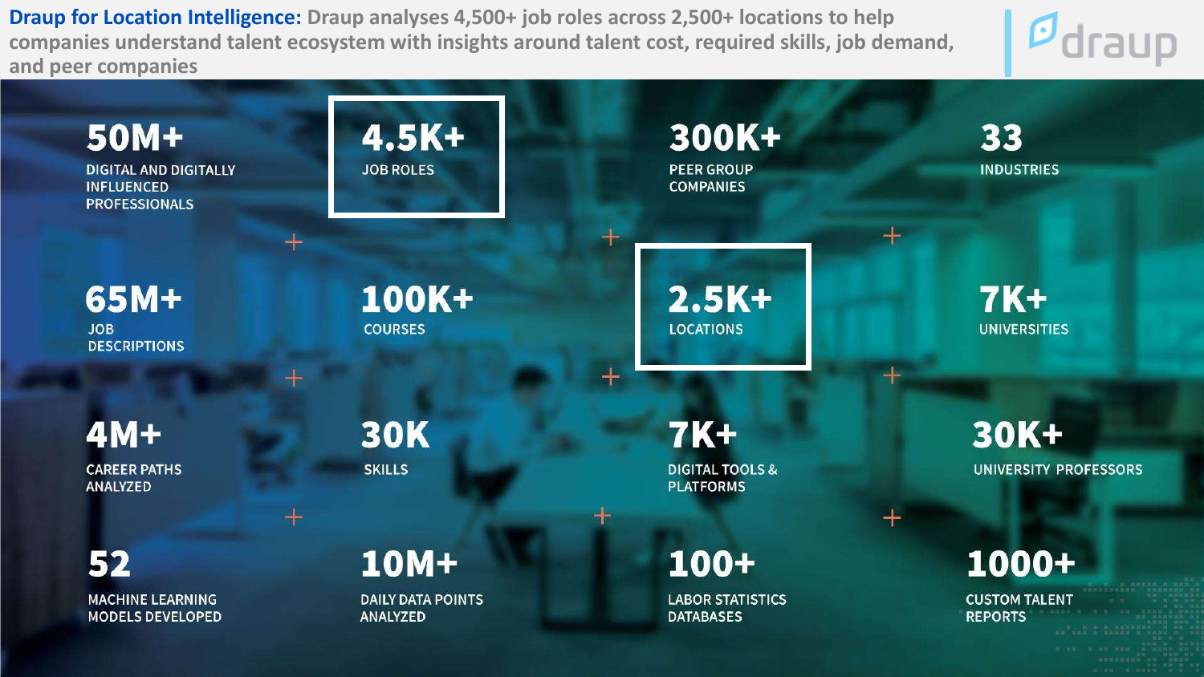**Draup for Location Intelligence:** Draup analyses 4,500+ job roles across 2,500+ locations to help companies understand talent ecosystem with insights around talent cost, required skills, job demand, and peer companies

draup

| | | | |
|---|---|---|---|
| **50M+** DIGITAL AND DIGITALLY INFLUENCED PROFESSIONALS | **4.5K+** JOB ROLES | **300K+** PEER GROUP COMPANIES | **33** INDUSTRIES |
| **65M+** JOB DESCRIPTIONS | **100K+** COURSES | **2.5K+** LOCATIONS | **7K+** UNIVERSITIES |
| **4M+** CAREER PATHS ANALYZED | **30K** SKILLS | **7K+** DIGITAL TOOLS & PLATFORMS | **30K+** UNIVERSITY PROFESSORS |
| **52** MACHINE LEARNING MODELS DEVELOPED | **10M+** DAILY DATA POINTS ANALYZED | **100+** LABOR STATISTICS DATABASES | **1000+** CUSTOM TALENT REPORTS |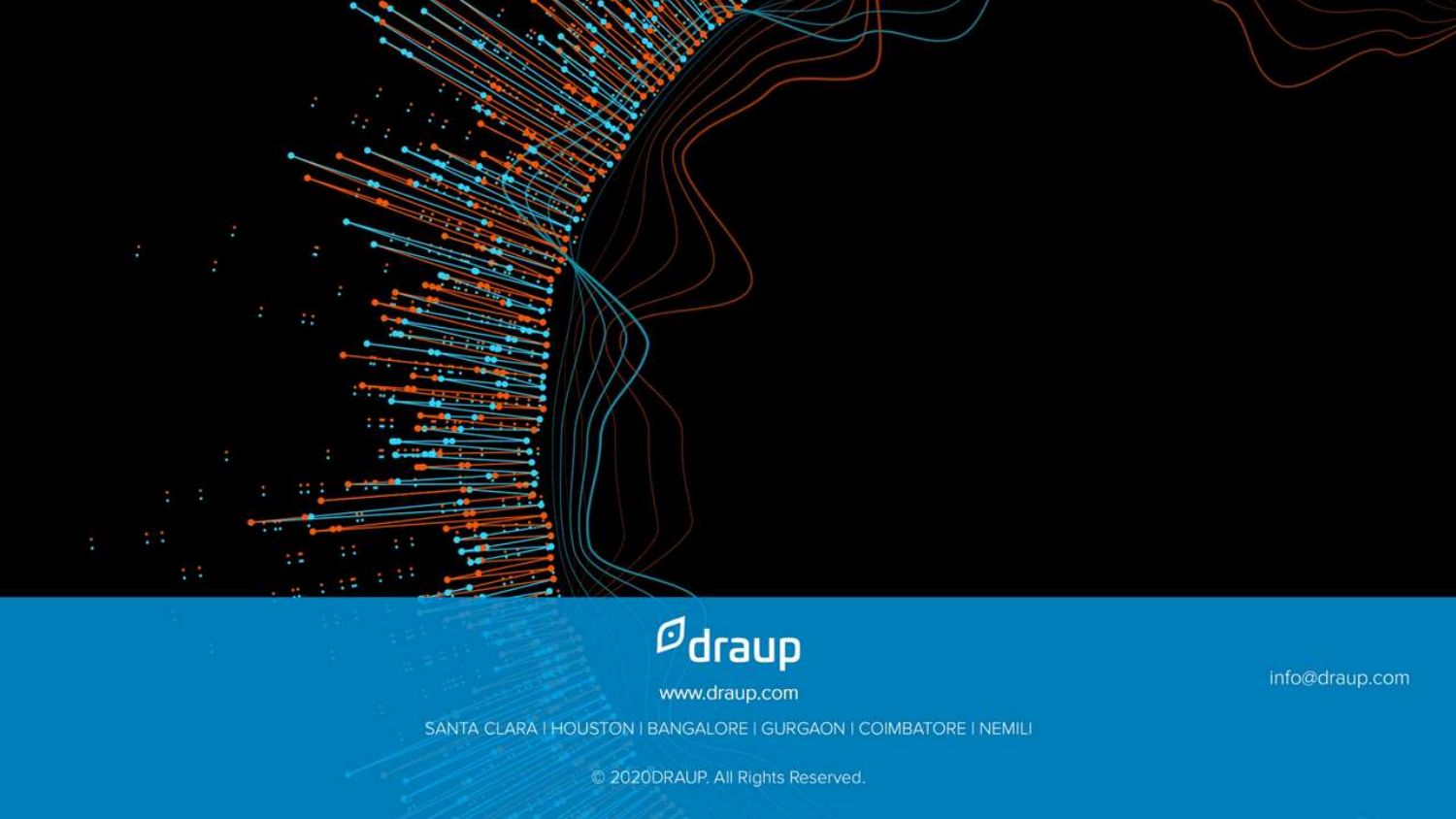draup

www.draup.com

SANTA CLARA | HOUSTON | BANGALORE | GURGAON | COIMBATORE | NEMILI

© 2020DRAUP. All Rights Reserved.

info@draup.com